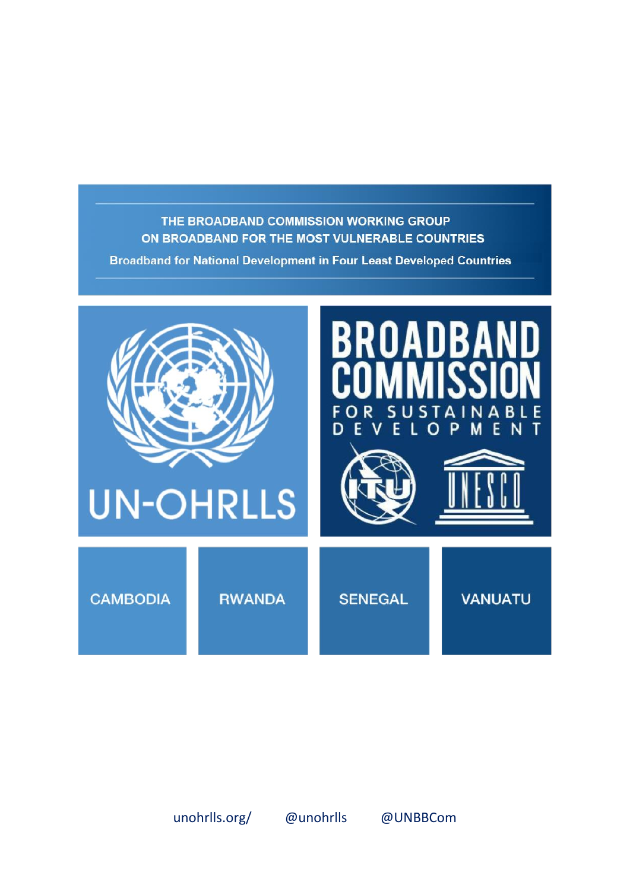# THE BROADBAND COMMISSION WORKING GROUP ON BROADBAND FOR THE MOST VULNERABLE COUNTRIES

## Broadband for National Development in Four Least Developed Countries

UN-OHRLLS

BROADBAND COMMISSION FOR SUSTAINABLE DEVELOPMENT

ITU UNESCO

CAMBODIA

RWANDA

SENEGAL

VANUATU

unohrlls.org/ @unohrlls @UNBBCom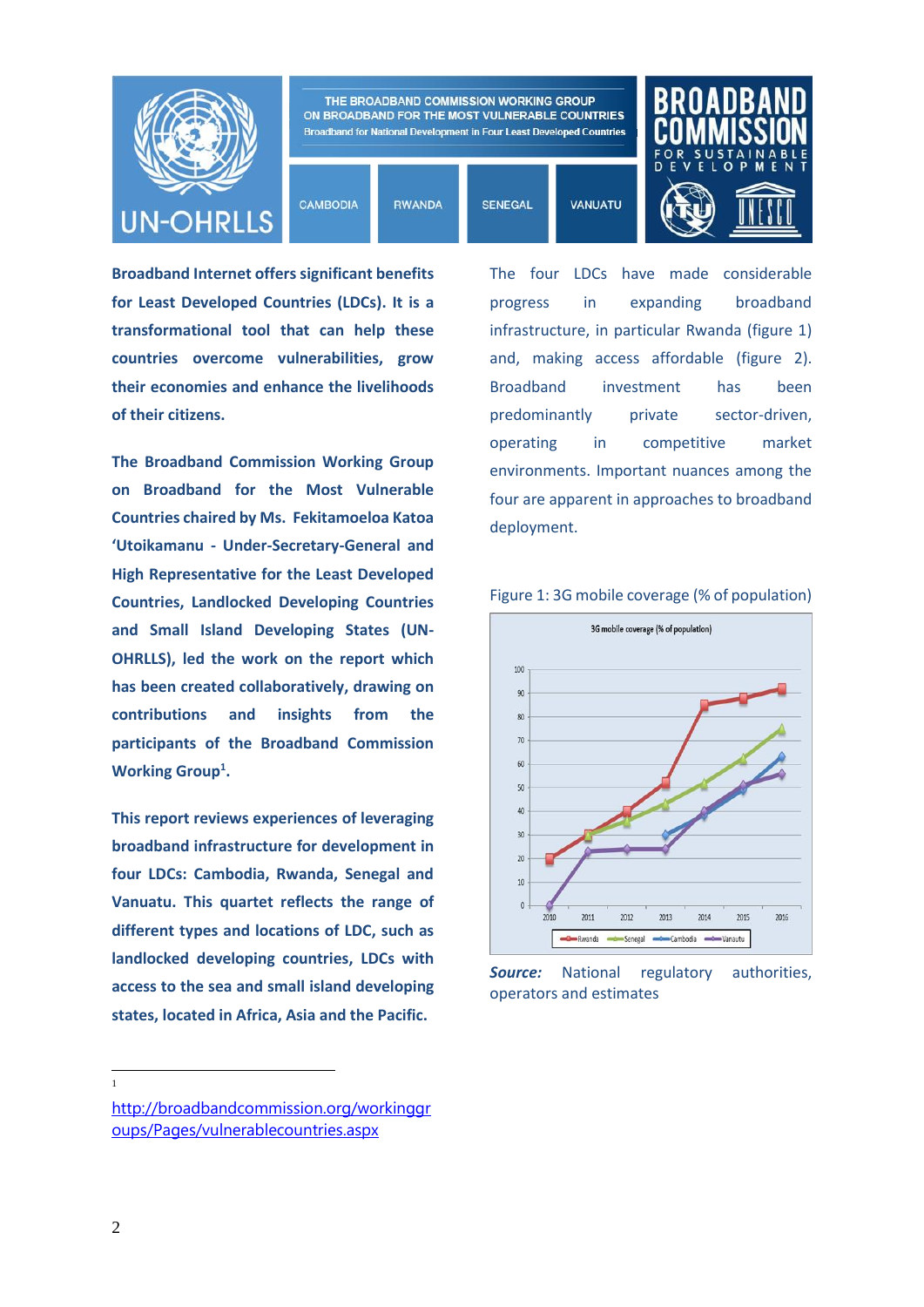THE BROADBAND COMMISSION WORKING GROUP ON BROADBAND FOR THE MOST VULNERABLE COUNTRIES

Broadband for National Development in Four Least Developed Countries

CAMBODIA | RWANDA | SENEGAL | VANUATU

**Broadband Internet offers significant benefits for Least Developed Countries (LDCs). It is a transformational tool that can help these countries overcome vulnerabilities, grow their economies and enhance the livelihoods of their citizens.**

**The Broadband Commission Working Group on Broadband for the Most Vulnerable Countries chaired by Ms. Fekitamoeloa Katoa 'Utoikamanu - Under-Secretary-General and High Representative for the Least Developed Countries, Landlocked Developing Countries and Small Island Developing States (UN-OHRLLS), led the work on the report which has been created collaboratively, drawing on contributions and insights from the participants of the Broadband Commission Working Group[1].**

**This report reviews experiences of leveraging broadband infrastructure for development in four LDCs: Cambodia, Rwanda, Senegal and Vanuatu. This quartet reflects the range of different types and locations of LDC, such as landlocked developing countries, LDCs with access to the sea and small island developing states, located in Africa, Asia and the Pacific.**

The four LDCs have made considerable progress in expanding broadband infrastructure, in particular Rwanda (figure 1) and, making access affordable (figure 2). Broadband investment has been predominantly private sector-driven, operating in competitive market environments. Important nuances among the four are apparent in approaches to broadband deployment.

Figure 1: 3G mobile coverage (% of population)

*Source:* National regulatory authorities, operators and estimates

---

[1] http://broadbandcommission.org/workinggroups/Pages/vulnerablecountries.aspx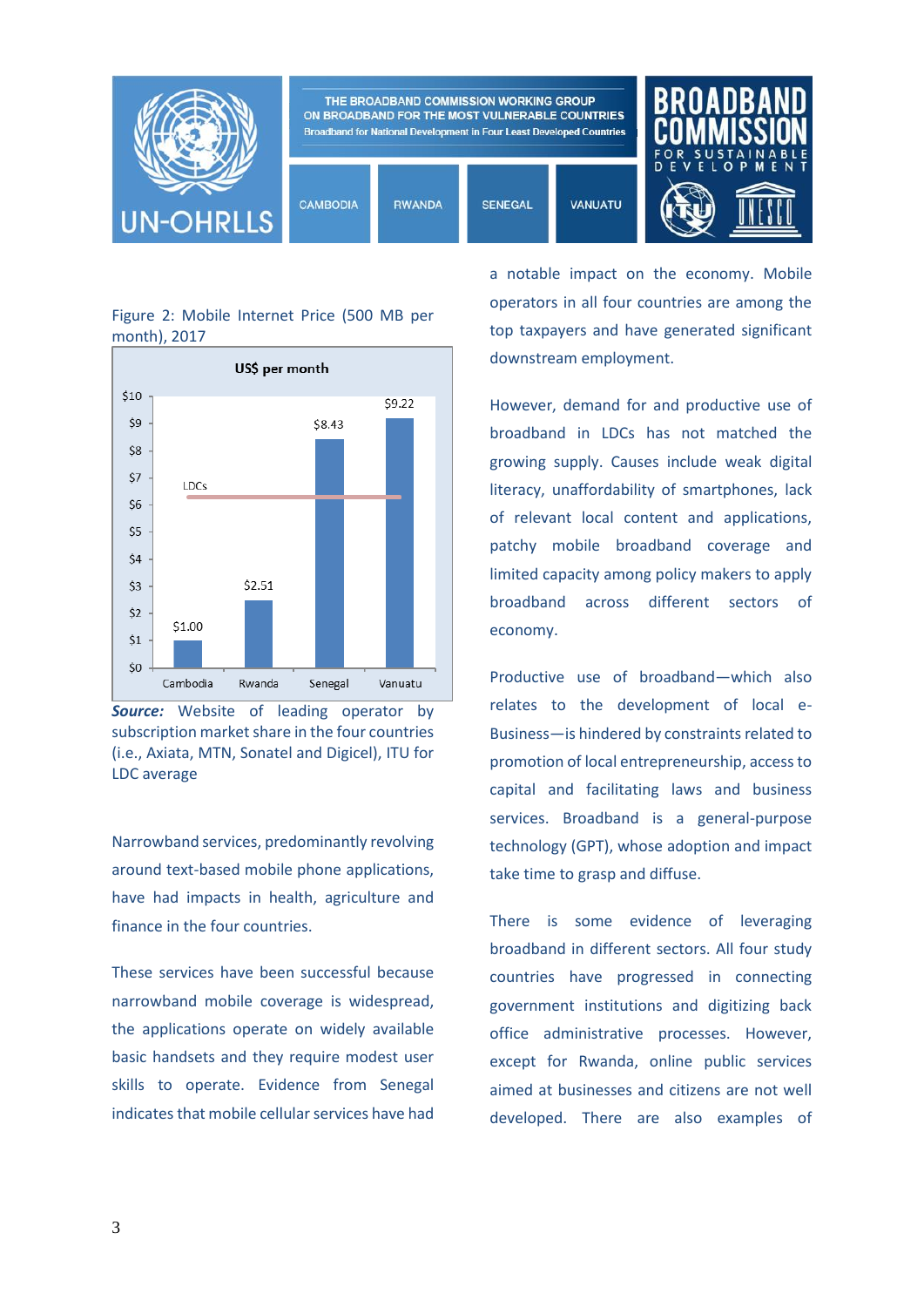Figure 2: Mobile Internet Price (500 MB per month), 2017

| Country | US$ per month |
|---|---|
| Cambodia | $1.00 |
| Rwanda | $2.51 |
| Senegal | $8.43 |
| Vanuatu | $9.22 |

***Source:*** Website of leading operator by subscription market share in the four countries (i.e., Axiata, MTN, Sonatel and Digicel), ITU for LDC average

Narrowband services, predominantly revolving around text-based mobile phone applications, have had impacts in health, agriculture and finance in the four countries.

These services have been successful because narrowband mobile coverage is widespread, the applications operate on widely available basic handsets and they require modest user skills to operate. Evidence from Senegal indicates that mobile cellular services have had a notable impact on the economy. Mobile operators in all four countries are among the top taxpayers and have generated significant downstream employment.

However, demand for and productive use of broadband in LDCs has not matched the growing supply. Causes include weak digital literacy, unaffordability of smartphones, lack of relevant local content and applications, patchy mobile broadband coverage and limited capacity among policy makers to apply broadband across different sectors of economy.

Productive use of broadband—which also relates to the development of local e-Business—is hindered by constraints related to promotion of local entrepreneurship, access to capital and facilitating laws and business services. Broadband is a general-purpose technology (GPT), whose adoption and impact take time to grasp and diffuse.

There is some evidence of leveraging broadband in different sectors. All four study countries have progressed in connecting government institutions and digitizing back office administrative processes. However, except for Rwanda, online public services aimed at businesses and citizens are not well developed. There are also examples of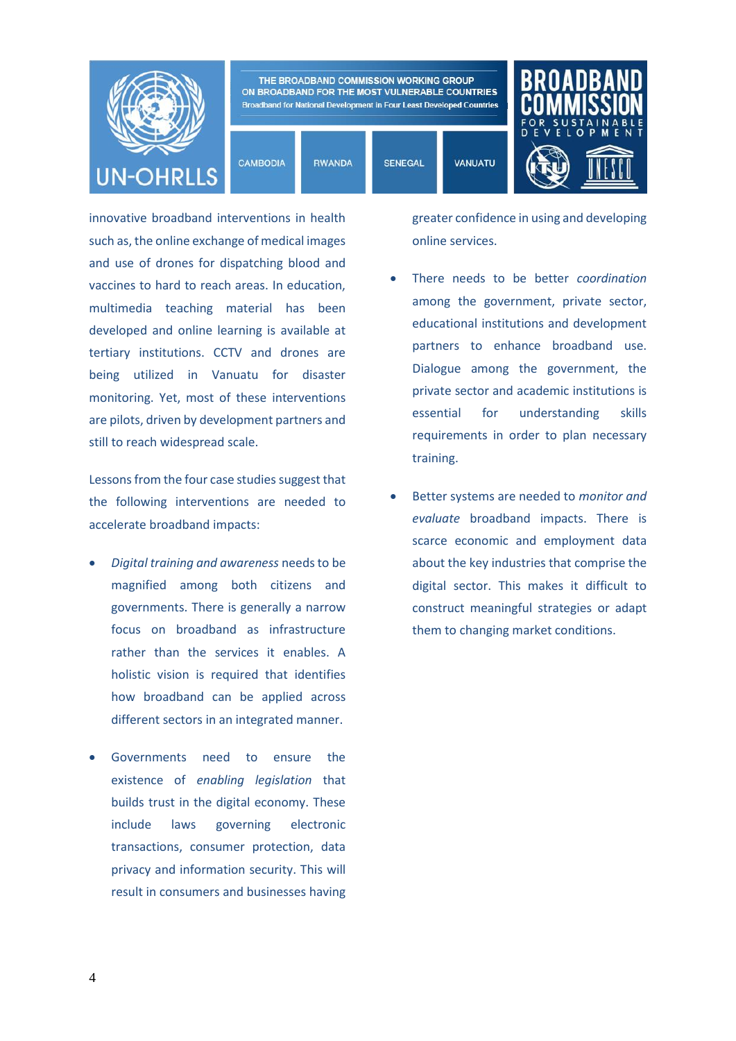innovative broadband interventions in health such as, the online exchange of medical images and use of drones for dispatching blood and vaccines to hard to reach areas. In education, multimedia teaching material has been developed and online learning is available at tertiary institutions. CCTV and drones are being utilized in Vanuatu for disaster monitoring. Yet, most of these interventions are pilots, driven by development partners and still to reach widespread scale.

Lessons from the four case studies suggest that the following interventions are needed to accelerate broadband impacts:

- *Digital training and awareness* needs to be magnified among both citizens and governments. There is generally a narrow focus on broadband as infrastructure rather than the services it enables. A holistic vision is required that identifies how broadband can be applied across different sectors in an integrated manner.

- Governments need to ensure the existence of *enabling legislation* that builds trust in the digital economy. These include laws governing electronic transactions, consumer protection, data privacy and information security. This will result in consumers and businesses having greater confidence in using and developing online services.

- There needs to be better *coordination* among the government, private sector, educational institutions and development partners to enhance broadband use. Dialogue among the government, the private sector and academic institutions is essential for understanding skills requirements in order to plan necessary training.

- Better systems are needed to *monitor and evaluate* broadband impacts. There is scarce economic and employment data about the key industries that comprise the digital sector. This makes it difficult to construct meaningful strategies or adapt them to changing market conditions.